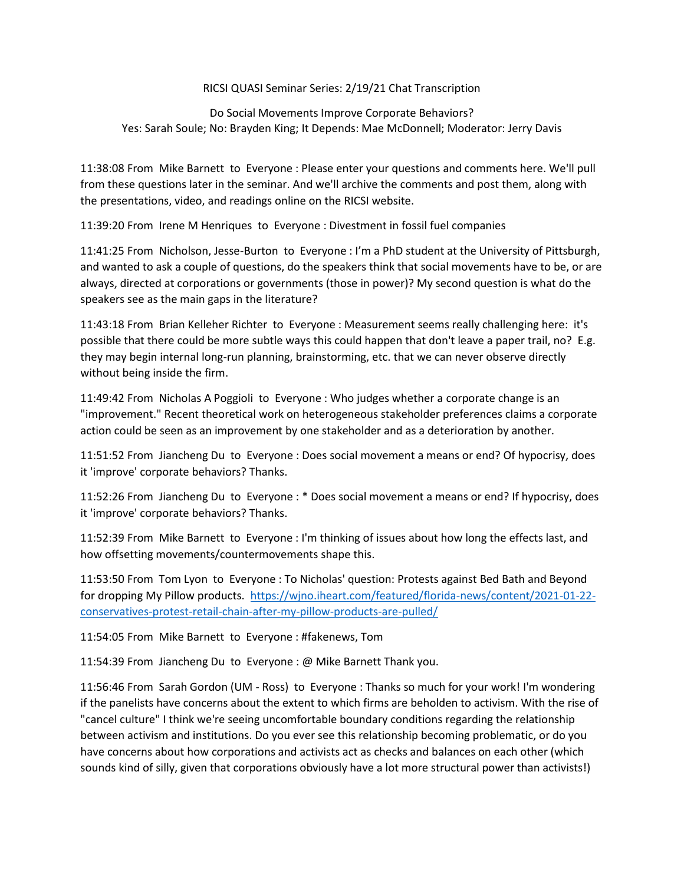RICSI QUASI Seminar Series: 2/19/21 Chat Transcription

Do Social Movements Improve Corporate Behaviors?
Yes: Sarah Soule; No: Brayden King; It Depends: Mae McDonnell; Moderator: Jerry Davis

11:38:08 From Mike Barnett to Everyone : Please enter your questions and comments here. We'll pull from these questions later in the seminar. And we'll archive the comments and post them, along with the presentations, video, and readings online on the RICSI website.

11:39:20 From Irene M Henriques to Everyone : Divestment in fossil fuel companies

11:41:25 From Nicholson, Jesse-Burton to Everyone : I'm a PhD student at the University of Pittsburgh, and wanted to ask a couple of questions, do the speakers think that social movements have to be, or are always, directed at corporations or governments (those in power)? My second question is what do the speakers see as the main gaps in the literature?

11:43:18 From Brian Kelleher Richter to Everyone : Measurement seems really challenging here: it's possible that there could be more subtle ways this could happen that don't leave a paper trail, no? E.g. they may begin internal long-run planning, brainstorming, etc. that we can never observe directly without being inside the firm.

11:49:42 From Nicholas A Poggioli to Everyone : Who judges whether a corporate change is an "improvement." Recent theoretical work on heterogeneous stakeholder preferences claims a corporate action could be seen as an improvement by one stakeholder and as a deterioration by another.

11:51:52 From Jiancheng Du to Everyone : Does social movement a means or end? Of hypocrisy, does it 'improve' corporate behaviors? Thanks.

11:52:26 From Jiancheng Du to Everyone : * Does social movement a means or end? If hypocrisy, does it 'improve' corporate behaviors? Thanks.

11:52:39 From Mike Barnett to Everyone : I'm thinking of issues about how long the effects last, and how offsetting movements/countermovements shape this.

11:53:50 From Tom Lyon to Everyone : To Nicholas' question: Protests against Bed Bath and Beyond for dropping My Pillow products. https://wjno.iheart.com/featured/florida-news/content/2021-01-22-conservatives-protest-retail-chain-after-my-pillow-products-are-pulled/

11:54:05 From Mike Barnett to Everyone : #fakenews, Tom

11:54:39 From Jiancheng Du to Everyone : @ Mike Barnett Thank you.

11:56:46 From Sarah Gordon (UM - Ross) to Everyone : Thanks so much for your work! I'm wondering if the panelists have concerns about the extent to which firms are beholden to activism. With the rise of "cancel culture" I think we're seeing uncomfortable boundary conditions regarding the relationship between activism and institutions. Do you ever see this relationship becoming problematic, or do you have concerns about how corporations and activists act as checks and balances on each other (which sounds kind of silly, given that corporations obviously have a lot more structural power than activists!)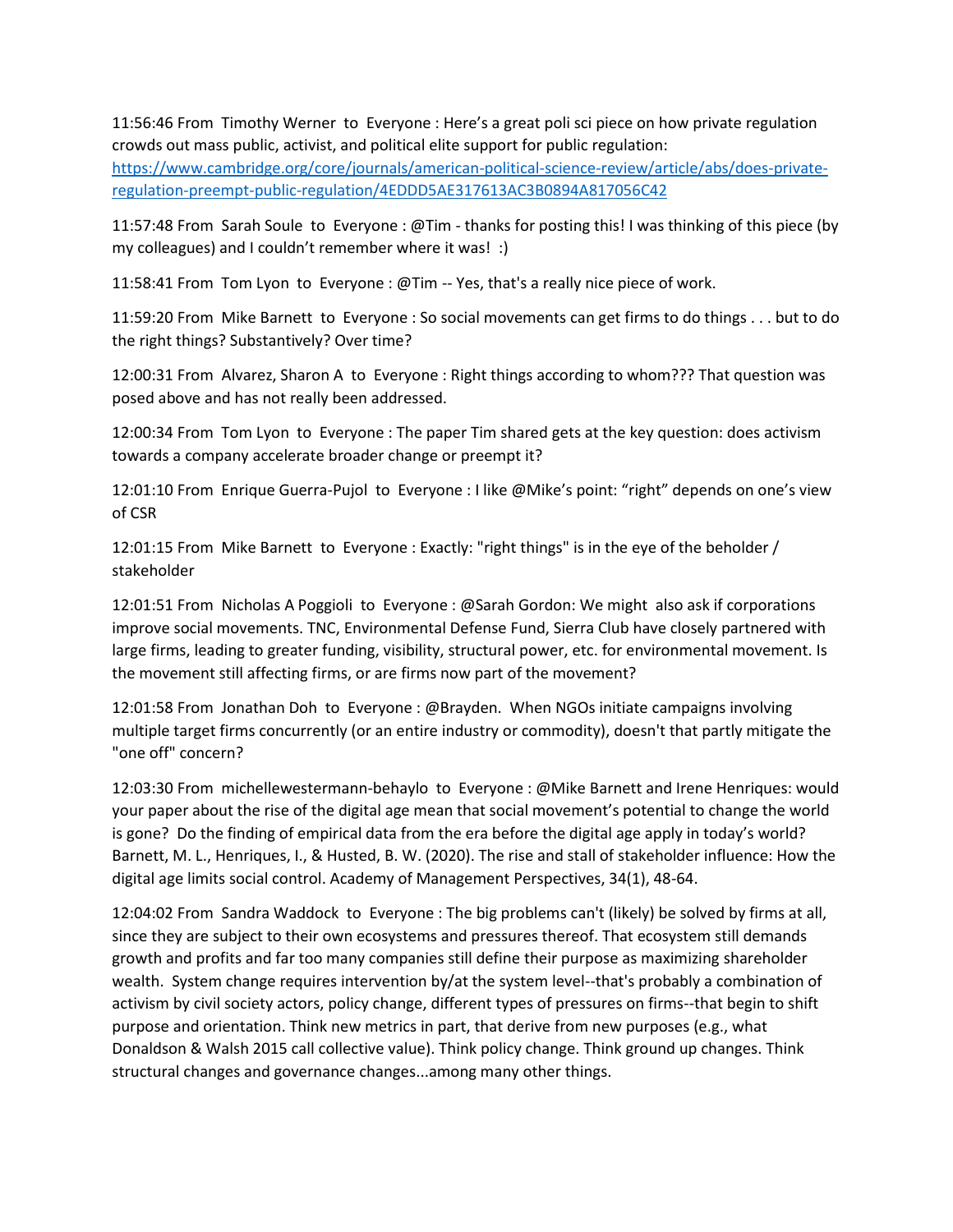11:56:46 From Timothy Werner to Everyone : Here's a great poli sci piece on how private regulation crowds out mass public, activist, and political elite support for public regulation: [https://www.cambridge.org/core/journals/american-political-science-review/article/abs/does-private-regulation-preempt-public-regulation/4EDDD5AE317613AC3B0894A817056C42](https://www.cambridge.org/core/journals/american-political-science-review/article/abs/does-private-regulation-preempt-public-regulation/4EDDD5AE317613AC3B0894A817056C42)

11:57:48 From Sarah Soule to Everyone : @Tim - thanks for posting this! I was thinking of this piece (by my colleagues) and I couldn't remember where it was! :)

11:58:41 From Tom Lyon to Everyone : @Tim -- Yes, that's a really nice piece of work.

11:59:20 From Mike Barnett to Everyone : So social movements can get firms to do things . . . but to do the right things? Substantively? Over time?

12:00:31 From Alvarez, Sharon A to Everyone : Right things according to whom??? That question was posed above and has not really been addressed.

12:00:34 From Tom Lyon to Everyone : The paper Tim shared gets at the key question: does activism towards a company accelerate broader change or preempt it?

12:01:10 From Enrique Guerra-Pujol to Everyone : I like @Mike's point: "right" depends on one's view of CSR

12:01:15 From Mike Barnett to Everyone : Exactly: "right things" is in the eye of the beholder / stakeholder

12:01:51 From Nicholas A Poggioli to Everyone : @Sarah Gordon: We might also ask if corporations improve social movements. TNC, Environmental Defense Fund, Sierra Club have closely partnered with large firms, leading to greater funding, visibility, structural power, etc. for environmental movement. Is the movement still affecting firms, or are firms now part of the movement?

12:01:58 From Jonathan Doh to Everyone : @Brayden. When NGOs initiate campaigns involving multiple target firms concurrently (or an entire industry or commodity), doesn't that partly mitigate the "one off" concern?

12:03:30 From michellewestermann-behaylo to Everyone : @Mike Barnett and Irene Henriques: would your paper about the rise of the digital age mean that social movement's potential to change the world is gone? Do the finding of empirical data from the era before the digital age apply in today's world? Barnett, M. L., Henriques, I., & Husted, B. W. (2020). The rise and stall of stakeholder influence: How the digital age limits social control. Academy of Management Perspectives, 34(1), 48-64.

12:04:02 From Sandra Waddock to Everyone : The big problems can't (likely) be solved by firms at all, since they are subject to their own ecosystems and pressures thereof. That ecosystem still demands growth and profits and far too many companies still define their purpose as maximizing shareholder wealth. System change requires intervention by/at the system level--that's probably a combination of activism by civil society actors, policy change, different types of pressures on firms--that begin to shift purpose and orientation. Think new metrics in part, that derive from new purposes (e.g., what Donaldson & Walsh 2015 call collective value). Think policy change. Think ground up changes. Think structural changes and governance changes...among many other things.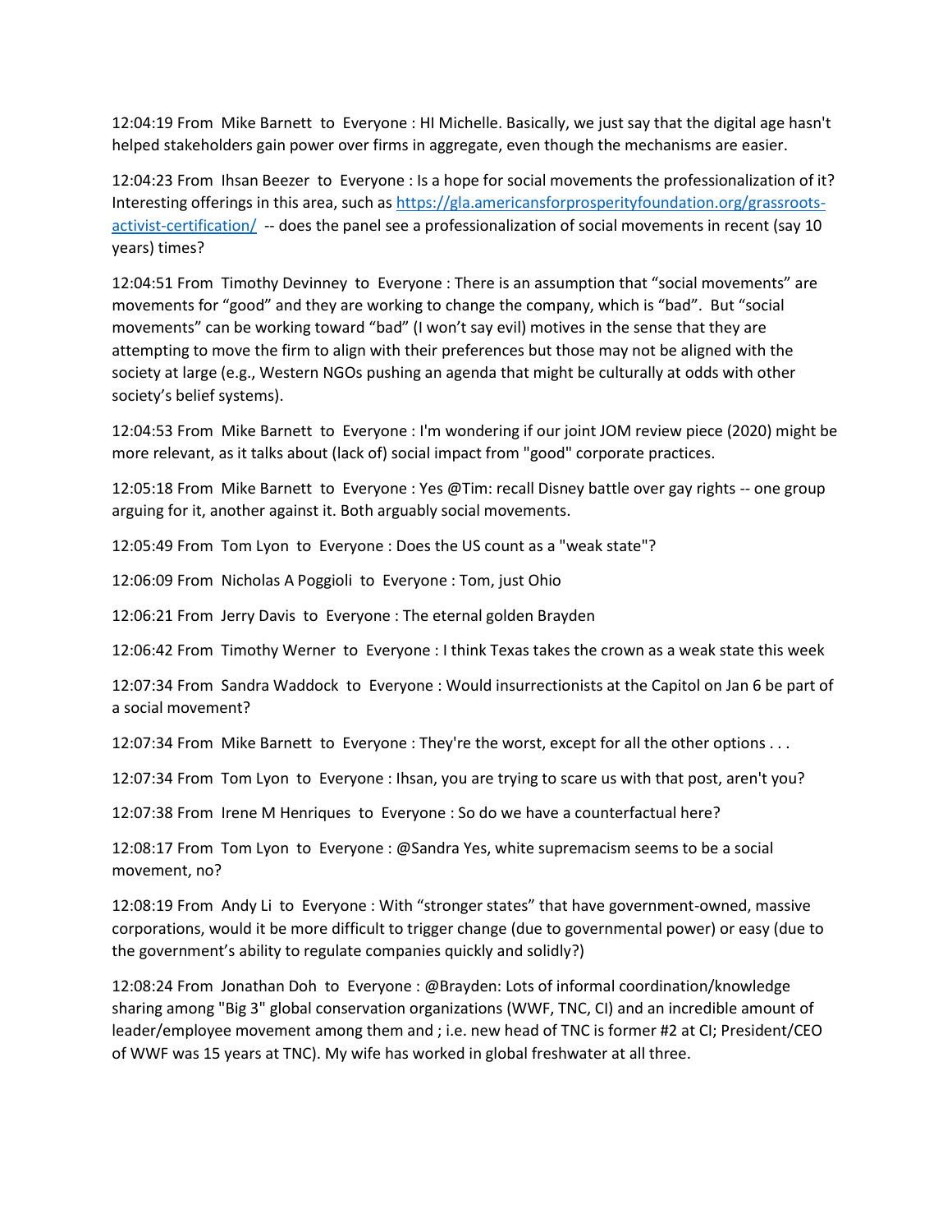12:04:19 From Mike Barnett to Everyone : HI Michelle. Basically, we just say that the digital age hasn't helped stakeholders gain power over firms in aggregate, even though the mechanisms are easier.

12:04:23 From Ihsan Beezer to Everyone : Is a hope for social movements the professionalization of it? Interesting offerings in this area, such as [https://gla.americansforprosperityfoundation.org/grassroots-activist-certification/](https://gla.americansforprosperityfoundation.org/grassroots-activist-certification/) -- does the panel see a professionalization of social movements in recent (say 10 years) times?

12:04:51 From Timothy Devinney to Everyone : There is an assumption that "social movements" are movements for "good" and they are working to change the company, which is "bad". But "social movements" can be working toward "bad" (I won't say evil) motives in the sense that they are attempting to move the firm to align with their preferences but those may not be aligned with the society at large (e.g., Western NGOs pushing an agenda that might be culturally at odds with other society's belief systems).

12:04:53 From Mike Barnett to Everyone : I'm wondering if our joint JOM review piece (2020) might be more relevant, as it talks about (lack of) social impact from "good" corporate practices.

12:05:18 From Mike Barnett to Everyone : Yes @Tim: recall Disney battle over gay rights -- one group arguing for it, another against it. Both arguably social movements.

12:05:49 From Tom Lyon to Everyone : Does the US count as a "weak state"?

12:06:09 From Nicholas A Poggioli to Everyone : Tom, just Ohio

12:06:21 From Jerry Davis to Everyone : The eternal golden Brayden

12:06:42 From Timothy Werner to Everyone : I think Texas takes the crown as a weak state this week

12:07:34 From Sandra Waddock to Everyone : Would insurrectionists at the Capitol on Jan 6 be part of a social movement?

12:07:34 From Mike Barnett to Everyone : They're the worst, except for all the other options . . .

12:07:34 From Tom Lyon to Everyone : Ihsan, you are trying to scare us with that post, aren't you?

12:07:38 From Irene M Henriques to Everyone : So do we have a counterfactual here?

12:08:17 From Tom Lyon to Everyone : @Sandra Yes, white supremacism seems to be a social movement, no?

12:08:19 From Andy Li to Everyone : With "stronger states" that have government-owned, massive corporations, would it be more difficult to trigger change (due to governmental power) or easy (due to the government's ability to regulate companies quickly and solidly?)

12:08:24 From Jonathan Doh to Everyone : @Brayden: Lots of informal coordination/knowledge sharing among "Big 3" global conservation organizations (WWF, TNC, CI) and an incredible amount of leader/employee movement among them and ; i.e. new head of TNC is former #2 at CI; President/CEO of WWF was 15 years at TNC). My wife has worked in global freshwater at all three.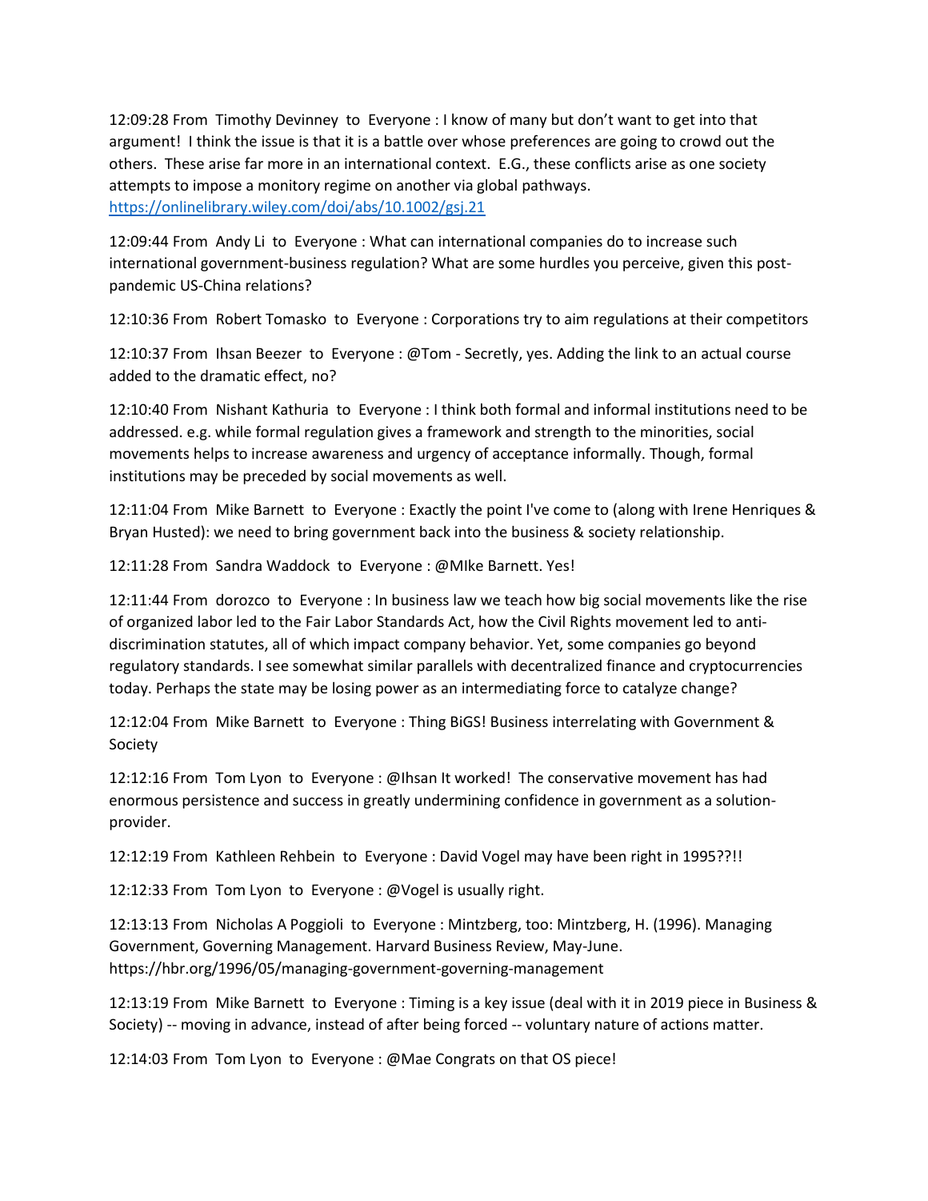12:09:28 From Timothy Devinney to Everyone : I know of many but don't want to get into that argument! I think the issue is that it is a battle over whose preferences are going to crowd out the others. These arise far more in an international context. E.G., these conflicts arise as one society attempts to impose a monitory regime on another via global pathways. https://onlinelibrary.wiley.com/doi/abs/10.1002/gsj.21

12:09:44 From Andy Li to Everyone : What can international companies do to increase such international government-business regulation? What are some hurdles you perceive, given this post-pandemic US-China relations?

12:10:36 From Robert Tomasko to Everyone : Corporations try to aim regulations at their competitors

12:10:37 From Ihsan Beezer to Everyone : @Tom - Secretly, yes. Adding the link to an actual course added to the dramatic effect, no?

12:10:40 From Nishant Kathuria to Everyone : I think both formal and informal institutions need to be addressed. e.g. while formal regulation gives a framework and strength to the minorities, social movements helps to increase awareness and urgency of acceptance informally. Though, formal institutions may be preceded by social movements as well.

12:11:04 From Mike Barnett to Everyone : Exactly the point I've come to (along with Irene Henriques & Bryan Husted): we need to bring government back into the business & society relationship.

12:11:28 From Sandra Waddock to Everyone : @MIke Barnett. Yes!

12:11:44 From dorozco to Everyone : In business law we teach how big social movements like the rise of organized labor led to the Fair Labor Standards Act, how the Civil Rights movement led to anti-discrimination statutes, all of which impact company behavior. Yet, some companies go beyond regulatory standards. I see somewhat similar parallels with decentralized finance and cryptocurrencies today. Perhaps the state may be losing power as an intermediating force to catalyze change?

12:12:04 From Mike Barnett to Everyone : Thing BiGS! Business interrelating with Government & Society

12:12:16 From Tom Lyon to Everyone : @Ihsan It worked! The conservative movement has had enormous persistence and success in greatly undermining confidence in government as a solution-provider.

12:12:19 From Kathleen Rehbein to Everyone : David Vogel may have been right in 1995??!!

12:12:33 From Tom Lyon to Everyone : @Vogel is usually right.

12:13:13 From Nicholas A Poggioli to Everyone : Mintzberg, too: Mintzberg, H. (1996). Managing Government, Governing Management. Harvard Business Review, May-June. https://hbr.org/1996/05/managing-government-governing-management

12:13:19 From Mike Barnett to Everyone : Timing is a key issue (deal with it in 2019 piece in Business & Society) -- moving in advance, instead of after being forced -- voluntary nature of actions matter.

12:14:03 From Tom Lyon to Everyone : @Mae Congrats on that OS piece!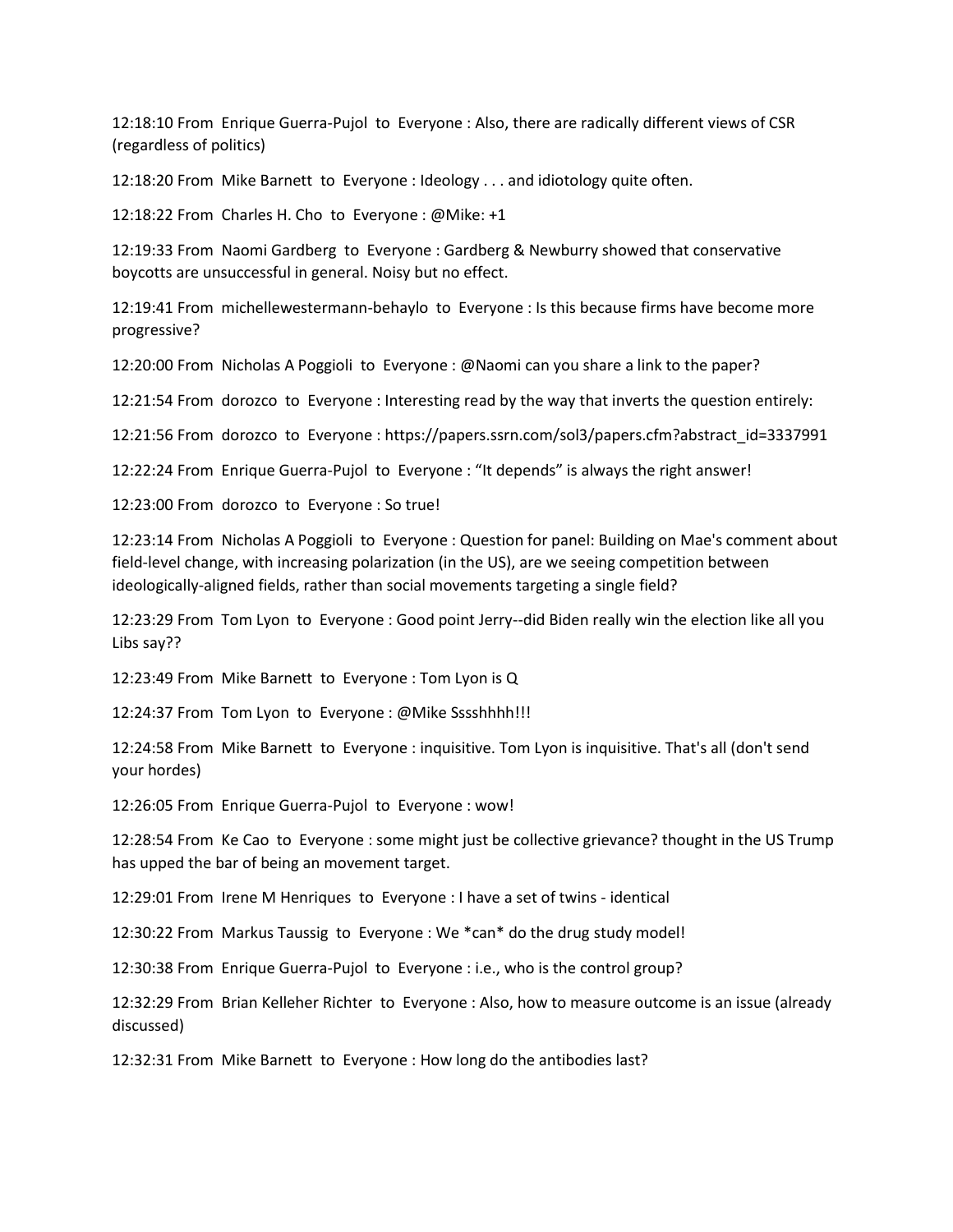12:18:10 From Enrique Guerra-Pujol to Everyone : Also, there are radically different views of CSR (regardless of politics)

12:18:20 From Mike Barnett to Everyone : Ideology . . . and idiotology quite often.

12:18:22 From Charles H. Cho to Everyone : @Mike: +1

12:19:33 From Naomi Gardberg to Everyone : Gardberg & Newburry showed that conservative boycotts are unsuccessful in general. Noisy but no effect.

12:19:41 From michellewestermann-behaylo to Everyone : Is this because firms have become more progressive?

12:20:00 From Nicholas A Poggioli to Everyone : @Naomi can you share a link to the paper?

12:21:54 From dorozco to Everyone : Interesting read by the way that inverts the question entirely:

12:21:56 From dorozco to Everyone : https://papers.ssrn.com/sol3/papers.cfm?abstract_id=3337991

12:22:24 From Enrique Guerra-Pujol to Everyone : "It depends" is always the right answer!

12:23:00 From dorozco to Everyone : So true!

12:23:14 From Nicholas A Poggioli to Everyone : Question for panel: Building on Mae's comment about field-level change, with increasing polarization (in the US), are we seeing competition between ideologically-aligned fields, rather than social movements targeting a single field?

12:23:29 From Tom Lyon to Everyone : Good point Jerry--did Biden really win the election like all you Libs say??

12:23:49 From Mike Barnett to Everyone : Tom Lyon is Q

12:24:37 From Tom Lyon to Everyone : @Mike Sssshhhh!!!

12:24:58 From Mike Barnett to Everyone : inquisitive. Tom Lyon is inquisitive. That's all (don't send your hordes)

12:26:05 From Enrique Guerra-Pujol to Everyone : wow!

12:28:54 From Ke Cao to Everyone : some might just be collective grievance? thought in the US Trump has upped the bar of being an movement target.

12:29:01 From Irene M Henriques to Everyone : I have a set of twins - identical

12:30:22 From Markus Taussig to Everyone : We *can* do the drug study model!

12:30:38 From Enrique Guerra-Pujol to Everyone : i.e., who is the control group?

12:32:29 From Brian Kelleher Richter to Everyone : Also, how to measure outcome is an issue (already discussed)

12:32:31 From Mike Barnett to Everyone : How long do the antibodies last?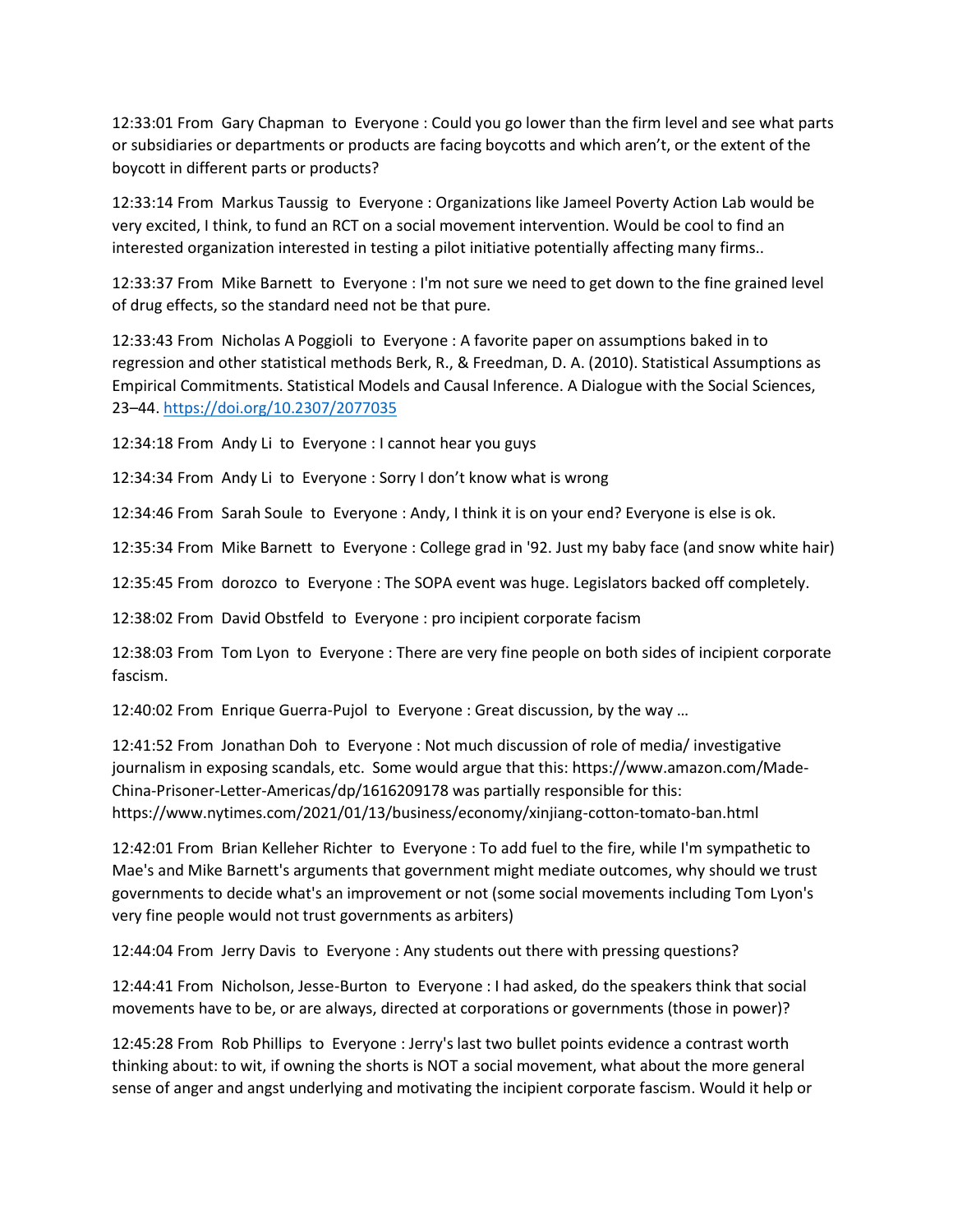12:33:01 From Gary Chapman to Everyone : Could you go lower than the firm level and see what parts or subsidiaries or departments or products are facing boycotts and which aren't, or the extent of the boycott in different parts or products?

12:33:14 From Markus Taussig to Everyone : Organizations like Jameel Poverty Action Lab would be very excited, I think, to fund an RCT on a social movement intervention. Would be cool to find an interested organization interested in testing a pilot initiative potentially affecting many firms..

12:33:37 From Mike Barnett to Everyone : I'm not sure we need to get down to the fine grained level of drug effects, so the standard need not be that pure.

12:33:43 From Nicholas A Poggioli to Everyone : A favorite paper on assumptions baked in to regression and other statistical methods Berk, R., & Freedman, D. A. (2010). Statistical Assumptions as Empirical Commitments. Statistical Models and Causal Inference. A Dialogue with the Social Sciences, 23–44. [https://doi.org/10.2307/2077035](https://doi.org/10.2307/2077035)

12:34:18 From Andy Li to Everyone : I cannot hear you guys

12:34:34 From Andy Li to Everyone : Sorry I don't know what is wrong

12:34:46 From Sarah Soule to Everyone : Andy, I think it is on your end? Everyone is else is ok.

12:35:34 From Mike Barnett to Everyone : College grad in '92. Just my baby face (and snow white hair)

12:35:45 From dorozco to Everyone : The SOPA event was huge. Legislators backed off completely.

12:38:02 From David Obstfeld to Everyone : pro incipient corporate facism

12:38:03 From Tom Lyon to Everyone : There are very fine people on both sides of incipient corporate fascism.

12:40:02 From Enrique Guerra-Pujol to Everyone : Great discussion, by the way …

12:41:52 From Jonathan Doh to Everyone : Not much discussion of role of media/ investigative journalism in exposing scandals, etc. Some would argue that this: https://www.amazon.com/Made-China-Prisoner-Letter-Americas/dp/1616209178 was partially responsible for this: https://www.nytimes.com/2021/01/13/business/economy/xinjiang-cotton-tomato-ban.html

12:42:01 From Brian Kelleher Richter to Everyone : To add fuel to the fire, while I'm sympathetic to Mae's and Mike Barnett's arguments that government might mediate outcomes, why should we trust governments to decide what's an improvement or not (some social movements including Tom Lyon's very fine people would not trust governments as arbiters)

12:44:04 From Jerry Davis to Everyone : Any students out there with pressing questions?

12:44:41 From Nicholson, Jesse-Burton to Everyone : I had asked, do the speakers think that social movements have to be, or are always, directed at corporations or governments (those in power)?

12:45:28 From Rob Phillips to Everyone : Jerry's last two bullet points evidence a contrast worth thinking about: to wit, if owning the shorts is NOT a social movement, what about the more general sense of anger and angst underlying and motivating the incipient corporate fascism. Would it help or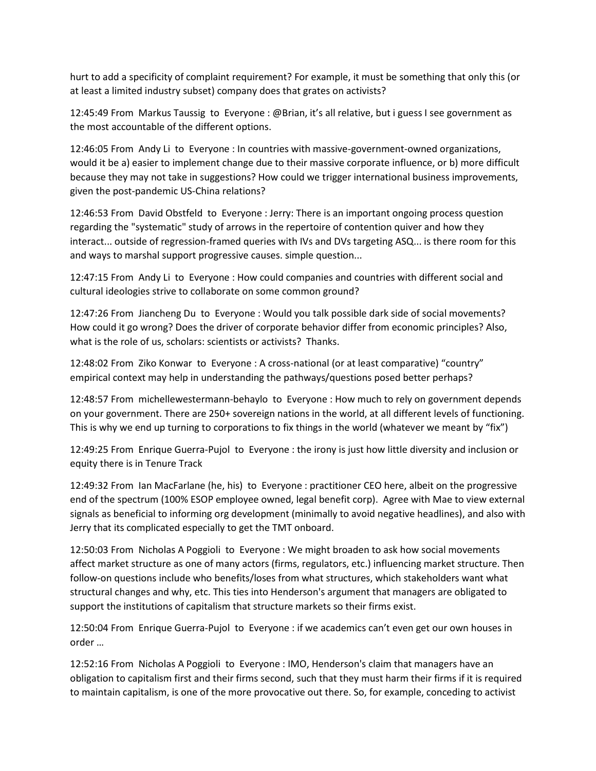hurt to add a specificity of complaint requirement? For example, it must be something that only this (or at least a limited industry subset) company does that grates on activists?

12:45:49 From Markus Taussig to Everyone : @Brian, it's all relative, but i guess I see government as the most accountable of the different options.

12:46:05 From Andy Li to Everyone : In countries with massive-government-owned organizations, would it be a) easier to implement change due to their massive corporate influence, or b) more difficult because they may not take in suggestions? How could we trigger international business improvements, given the post-pandemic US-China relations?

12:46:53 From David Obstfeld to Everyone : Jerry: There is an important ongoing process question regarding the "systematic" study of arrows in the repertoire of contention quiver and how they interact... outside of regression-framed queries with IVs and DVs targeting ASQ... is there room for this and ways to marshal support progressive causes. simple question...

12:47:15 From Andy Li to Everyone : How could companies and countries with different social and cultural ideologies strive to collaborate on some common ground?

12:47:26 From Jiancheng Du to Everyone : Would you talk possible dark side of social movements? How could it go wrong? Does the driver of corporate behavior differ from economic principles? Also, what is the role of us, scholars: scientists or activists? Thanks.

12:48:02 From Ziko Konwar to Everyone : A cross-national (or at least comparative) "country" empirical context may help in understanding the pathways/questions posed better perhaps?

12:48:57 From michellewestermann-behaylo to Everyone : How much to rely on government depends on your government. There are 250+ sovereign nations in the world, at all different levels of functioning. This is why we end up turning to corporations to fix things in the world (whatever we meant by "fix")

12:49:25 From Enrique Guerra-Pujol to Everyone : the irony is just how little diversity and inclusion or equity there is in Tenure Track

12:49:32 From Ian MacFarlane (he, his) to Everyone : practitioner CEO here, albeit on the progressive end of the spectrum (100% ESOP employee owned, legal benefit corp). Agree with Mae to view external signals as beneficial to informing org development (minimally to avoid negative headlines), and also with Jerry that its complicated especially to get the TMT onboard.

12:50:03 From Nicholas A Poggioli to Everyone : We might broaden to ask how social movements affect market structure as one of many actors (firms, regulators, etc.) influencing market structure. Then follow-on questions include who benefits/loses from what structures, which stakeholders want what structural changes and why, etc. This ties into Henderson's argument that managers are obligated to support the institutions of capitalism that structure markets so their firms exist.

12:50:04 From Enrique Guerra-Pujol to Everyone : if we academics can't even get our own houses in order …

12:52:16 From Nicholas A Poggioli to Everyone : IMO, Henderson's claim that managers have an obligation to capitalism first and their firms second, such that they must harm their firms if it is required to maintain capitalism, is one of the more provocative out there. So, for example, conceding to activist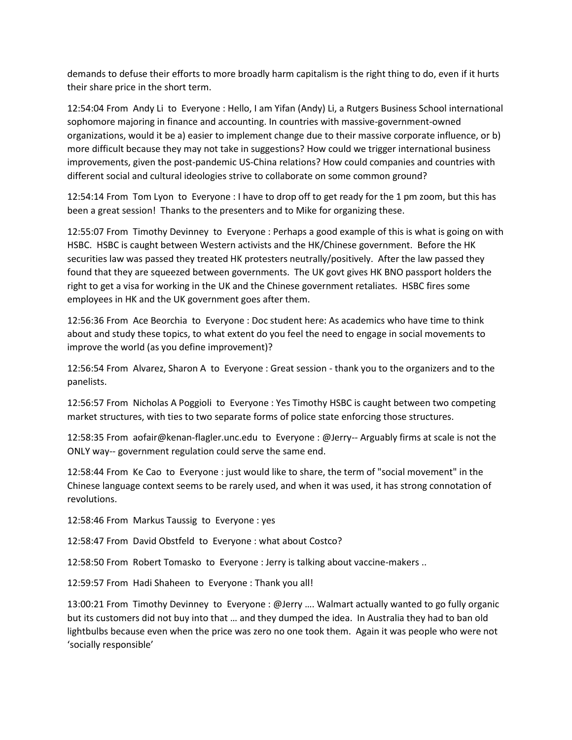demands to defuse their efforts to more broadly harm capitalism is the right thing to do, even if it hurts their share price in the short term.

12:54:04 From Andy Li to Everyone : Hello, I am Yifan (Andy) Li, a Rutgers Business School international sophomore majoring in finance and accounting. In countries with massive-government-owned organizations, would it be a) easier to implement change due to their massive corporate influence, or b) more difficult because they may not take in suggestions? How could we trigger international business improvements, given the post-pandemic US-China relations? How could companies and countries with different social and cultural ideologies strive to collaborate on some common ground?

12:54:14 From Tom Lyon to Everyone : I have to drop off to get ready for the 1 pm zoom, but this has been a great session! Thanks to the presenters and to Mike for organizing these.

12:55:07 From Timothy Devinney to Everyone : Perhaps a good example of this is what is going on with HSBC. HSBC is caught between Western activists and the HK/Chinese government. Before the HK securities law was passed they treated HK protesters neutrally/positively. After the law passed they found that they are squeezed between governments. The UK govt gives HK BNO passport holders the right to get a visa for working in the UK and the Chinese government retaliates. HSBC fires some employees in HK and the UK government goes after them.

12:56:36 From Ace Beorchia to Everyone : Doc student here: As academics who have time to think about and study these topics, to what extent do you feel the need to engage in social movements to improve the world (as you define improvement)?

12:56:54 From Alvarez, Sharon A to Everyone : Great session - thank you to the organizers and to the panelists.

12:56:57 From Nicholas A Poggioli to Everyone : Yes Timothy HSBC is caught between two competing market structures, with ties to two separate forms of police state enforcing those structures.

12:58:35 From aofair@kenan-flagler.unc.edu to Everyone : @Jerry-- Arguably firms at scale is not the ONLY way-- government regulation could serve the same end.

12:58:44 From Ke Cao to Everyone : just would like to share, the term of "social movement" in the Chinese language context seems to be rarely used, and when it was used, it has strong connotation of revolutions.

12:58:46 From Markus Taussig to Everyone : yes

12:58:47 From David Obstfeld to Everyone : what about Costco?

12:58:50 From Robert Tomasko to Everyone : Jerry is talking about vaccine-makers ..

12:59:57 From Hadi Shaheen to Everyone : Thank you all!

13:00:21 From Timothy Devinney to Everyone : @Jerry …. Walmart actually wanted to go fully organic but its customers did not buy into that … and they dumped the idea. In Australia they had to ban old lightbulbs because even when the price was zero no one took them. Again it was people who were not 'socially responsible'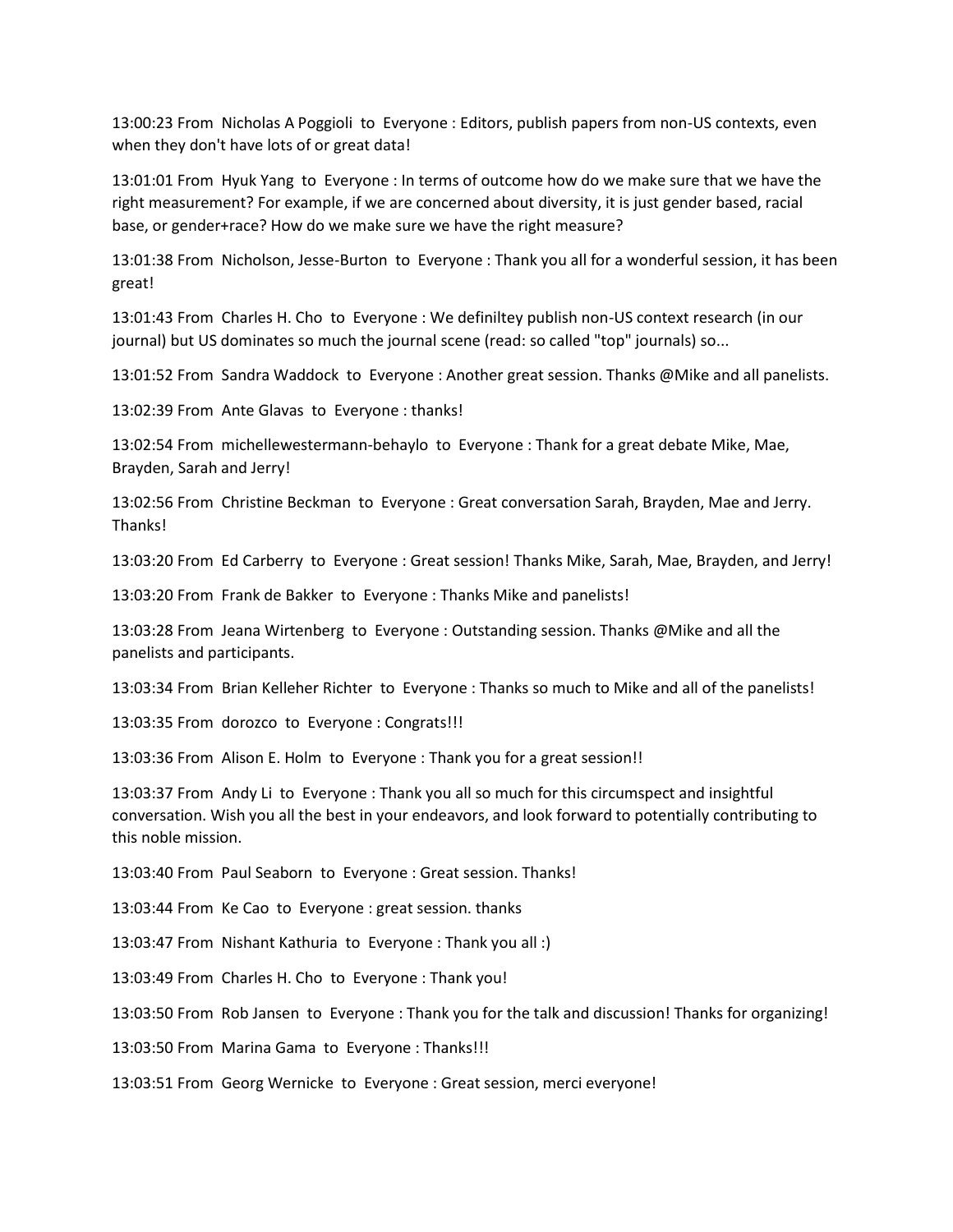13:00:23 From Nicholas A Poggioli to Everyone : Editors, publish papers from non-US contexts, even when they don't have lots of or great data!

13:01:01 From Hyuk Yang to Everyone : In terms of outcome how do we make sure that we have the right measurement? For example, if we are concerned about diversity, it is just gender based, racial base, or gender+race? How do we make sure we have the right measure?

13:01:38 From Nicholson, Jesse-Burton to Everyone : Thank you all for a wonderful session, it has been great!

13:01:43 From Charles H. Cho to Everyone : We definiltey publish non-US context research (in our journal) but US dominates so much the journal scene (read: so called "top" journals) so...

13:01:52 From Sandra Waddock to Everyone : Another great session. Thanks @Mike and all panelists.

13:02:39 From Ante Glavas to Everyone : thanks!

13:02:54 From michellewestermann-behaylo to Everyone : Thank for a great debate Mike, Mae, Brayden, Sarah and Jerry!

13:02:56 From Christine Beckman to Everyone : Great conversation Sarah, Brayden, Mae and Jerry. Thanks!

13:03:20 From Ed Carberry to Everyone : Great session! Thanks Mike, Sarah, Mae, Brayden, and Jerry!

13:03:20 From Frank de Bakker to Everyone : Thanks Mike and panelists!

13:03:28 From Jeana Wirtenberg to Everyone : Outstanding session. Thanks @Mike and all the panelists and participants.

13:03:34 From Brian Kelleher Richter to Everyone : Thanks so much to Mike and all of the panelists!

13:03:35 From dorozco to Everyone : Congrats!!!

13:03:36 From Alison E. Holm to Everyone : Thank you for a great session!!

13:03:37 From Andy Li to Everyone : Thank you all so much for this circumspect and insightful conversation. Wish you all the best in your endeavors, and look forward to potentially contributing to this noble mission.

13:03:40 From Paul Seaborn to Everyone : Great session. Thanks!

13:03:44 From Ke Cao to Everyone : great session. thanks

13:03:47 From Nishant Kathuria to Everyone : Thank you all :)

13:03:49 From Charles H. Cho to Everyone : Thank you!

13:03:50 From Rob Jansen to Everyone : Thank you for the talk and discussion! Thanks for organizing!

13:03:50 From Marina Gama to Everyone : Thanks!!!

13:03:51 From Georg Wernicke to Everyone : Great session, merci everyone!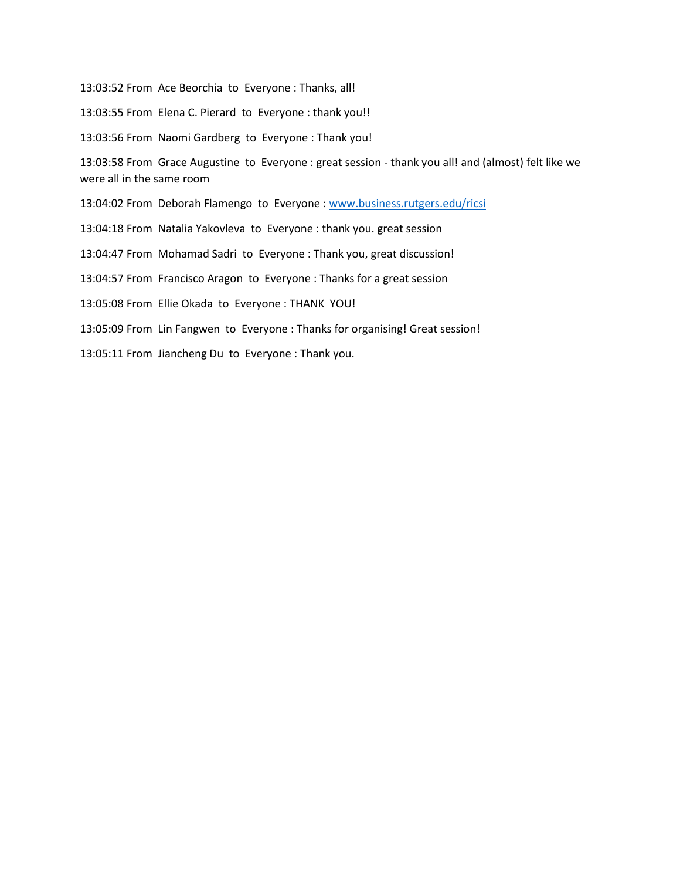13:03:52 From  Ace Beorchia  to  Everyone : Thanks, all!

13:03:55 From  Elena C. Pierard  to  Everyone : thank you!!

13:03:56 From  Naomi Gardberg  to  Everyone : Thank you!

13:03:58 From  Grace Augustine  to  Everyone : great session - thank you all! and (almost) felt like we were all in the same room

13:04:02 From  Deborah Flamengo  to  Everyone : www.business.rutgers.edu/ricsi

13:04:18 From  Natalia Yakovleva  to  Everyone : thank you. great session

13:04:47 From  Mohamad Sadri  to  Everyone : Thank you, great discussion!

13:04:57 From  Francisco Aragon  to  Everyone : Thanks for a great session

13:05:08 From  Ellie Okada  to  Everyone : THANK  YOU!

13:05:09 From  Lin Fangwen  to  Everyone : Thanks for organising! Great session!

13:05:11 From  Jiancheng Du  to  Everyone : Thank you.